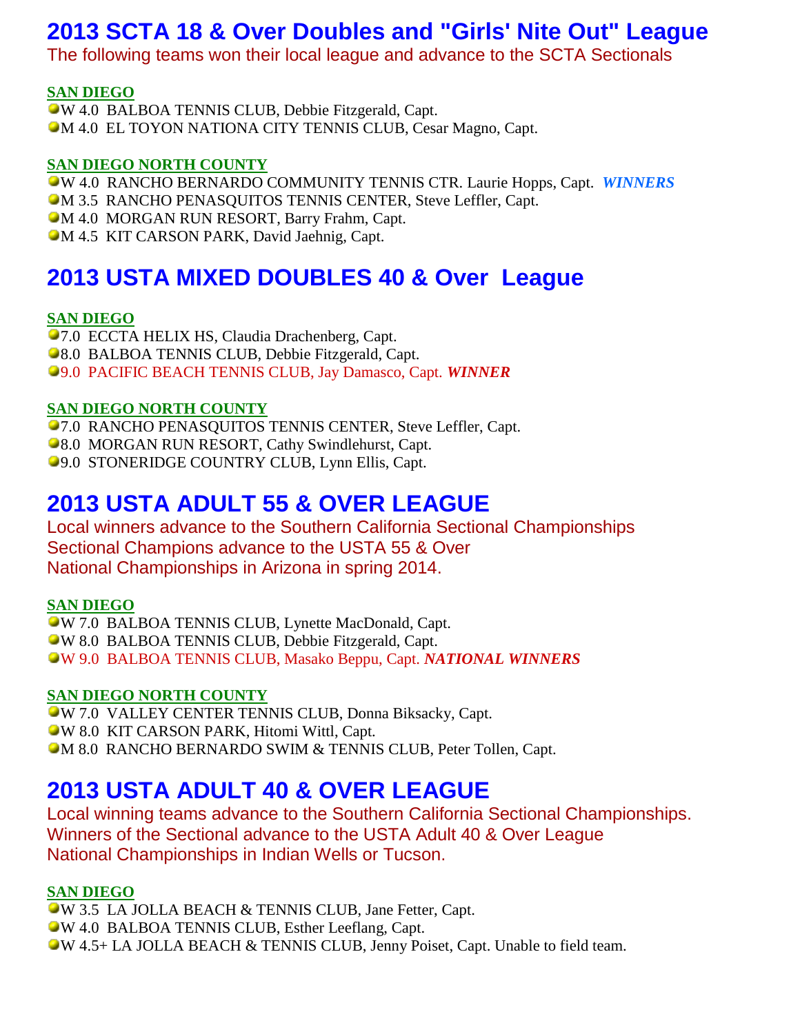# 2013 SCTA 18 & Over Doubles and "Girls' Nite Out" League

The following teams won their local league and advance to the SCTA Sectionals

**SAN DIEGO**

- W 4.0 BALBOA TENNIS CLUB, Debbie Fitzgerald, Capt.
- M 4.0 EL TOYON NATIONA CITY TENNIS CLUB, Cesar Magno, Capt.

**SAN DIEGO NORTH COUNTY**

- W 4.0 RANCHO BERNARDO COMMUNITY TENNIS CTR. Laurie Hopps, Capt. ***WINNERS***
- M 3.5 RANCHO PENASQUITOS TENNIS CENTER, Steve Leffler, Capt.
- M 4.0 MORGAN RUN RESORT, Barry Frahm, Capt.
- M 4.5 KIT CARSON PARK, David Jaehnig, Capt.

# 2013 USTA MIXED DOUBLES 40 & Over League

**SAN DIEGO**

- 7.0 ECCTA HELIX HS, Claudia Drachenberg, Capt.
- 8.0 BALBOA TENNIS CLUB, Debbie Fitzgerald, Capt.
- 9.0 PACIFIC BEACH TENNIS CLUB, Jay Damasco, Capt. ***WINNER***

**SAN DIEGO NORTH COUNTY**

- 7.0 RANCHO PENASQUITOS TENNIS CENTER, Steve Leffler, Capt.
- 8.0 MORGAN RUN RESORT, Cathy Swindlehurst, Capt.
- 9.0 STONERIDGE COUNTRY CLUB, Lynn Ellis, Capt.

# 2013 USTA ADULT 55 & OVER LEAGUE

Local winners advance to the Southern California Sectional Championships
Sectional Champions advance to the USTA 55 & Over
National Championships in Arizona in spring 2014.

**SAN DIEGO**

- W 7.0 BALBOA TENNIS CLUB, Lynette MacDonald, Capt.
- W 8.0 BALBOA TENNIS CLUB, Debbie Fitzgerald, Capt.
- W 9.0 BALBOA TENNIS CLUB, Masako Beppu, Capt. ***NATIONAL WINNERS***

**SAN DIEGO NORTH COUNTY**

- W 7.0 VALLEY CENTER TENNIS CLUB, Donna Biksacky, Capt.
- W 8.0 KIT CARSON PARK, Hitomi Wittl, Capt.
- M 8.0 RANCHO BERNARDO SWIM & TENNIS CLUB, Peter Tollen, Capt.

# 2013 USTA ADULT 40 & OVER LEAGUE

Local winning teams advance to the Southern California Sectional Championships.
Winners of the Sectional advance to the USTA Adult 40 & Over League
National Championships in Indian Wells or Tucson.

**SAN DIEGO**

- W 3.5 LA JOLLA BEACH & TENNIS CLUB, Jane Fetter, Capt.
- W 4.0 BALBOA TENNIS CLUB, Esther Leeflang, Capt.
- W 4.5+ LA JOLLA BEACH & TENNIS CLUB, Jenny Poiset, Capt. Unable to field team.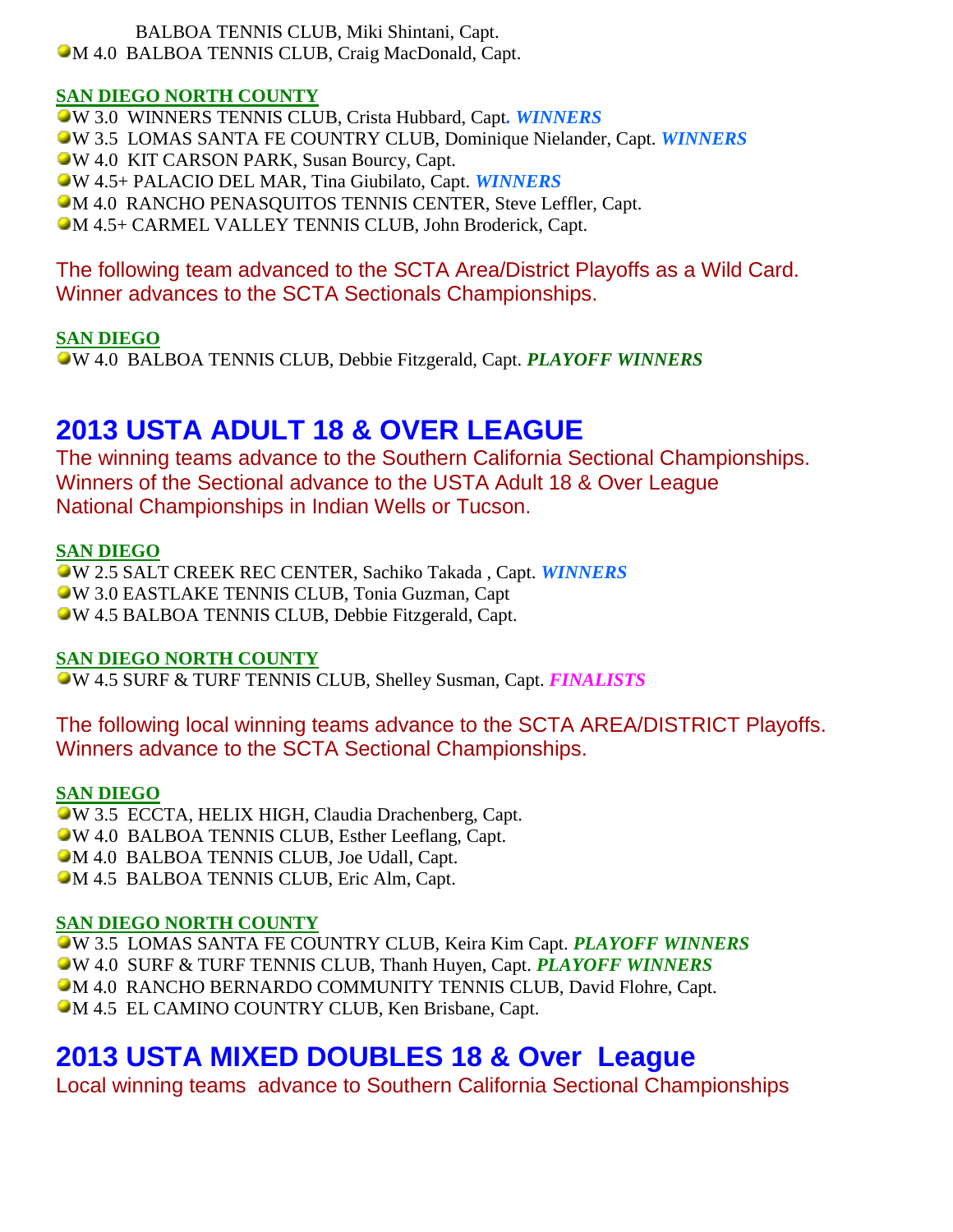BALBOA TENNIS CLUB, Miki Shintani, Capt.

- M 4.0  BALBOA TENNIS CLUB, Craig MacDonald, Capt.

**SAN DIEGO NORTH COUNTY**

- W 3.0  WINNERS TENNIS CLUB, Crista Hubbard, Capt. ***WINNERS***
- W 3.5  LOMAS SANTA FE COUNTRY CLUB, Dominique Nielander, Capt. ***WINNERS***
- W 4.0  KIT CARSON PARK, Susan Bourcy, Capt.
- W 4.5+ PALACIO DEL MAR, Tina Giubilato, Capt. ***WINNERS***
- M 4.0  RANCHO PENASQUITOS TENNIS CENTER, Steve Leffler, Capt.
- M 4.5+ CARMEL VALLEY TENNIS CLUB, John Broderick, Capt.

The following team advanced to the SCTA Area/District Playoffs as a Wild Card. Winner advances to the SCTA Sectionals Championships.

**SAN DIEGO**

- W 4.0  BALBOA TENNIS CLUB, Debbie Fitzgerald, Capt. ***PLAYOFF WINNERS***

## 2013 USTA ADULT 18 & OVER LEAGUE

The winning teams advance to the Southern California Sectional Championships. Winners of the Sectional advance to the USTA Adult 18 & Over League National Championships in Indian Wells or Tucson.

**SAN DIEGO**

- W 2.5 SALT CREEK REC CENTER, Sachiko Takada , Capt. ***WINNERS***
- W 3.0 EASTLAKE TENNIS CLUB, Tonia Guzman, Capt
- W 4.5 BALBOA TENNIS CLUB, Debbie Fitzgerald, Capt.

**SAN DIEGO NORTH COUNTY**

- W 4.5 SURF & TURF TENNIS CLUB, Shelley Susman, Capt. ***FINALISTS***

The following local winning teams advance to the SCTA AREA/DISTRICT Playoffs. Winners advance to the SCTA Sectional Championships.

**SAN DIEGO**

- W 3.5  ECCTA, HELIX HIGH, Claudia Drachenberg, Capt.
- W 4.0  BALBOA TENNIS CLUB, Esther Leeflang, Capt.
- M 4.0  BALBOA TENNIS CLUB, Joe Udall, Capt.
- M 4.5  BALBOA TENNIS CLUB, Eric Alm, Capt.

**SAN DIEGO NORTH COUNTY**

- W 3.5  LOMAS SANTA FE COUNTRY CLUB, Keira Kim Capt. ***PLAYOFF WINNERS***
- W 4.0  SURF & TURF TENNIS CLUB, Thanh Huyen, Capt. ***PLAYOFF WINNERS***
- M 4.0  RANCHO BERNARDO COMMUNITY TENNIS CLUB, David Flohre, Capt.
- M 4.5  EL CAMINO COUNTRY CLUB, Ken Brisbane, Capt.

## 2013 USTA MIXED DOUBLES 18 & Over League

Local winning teams advance to Southern California Sectional Championships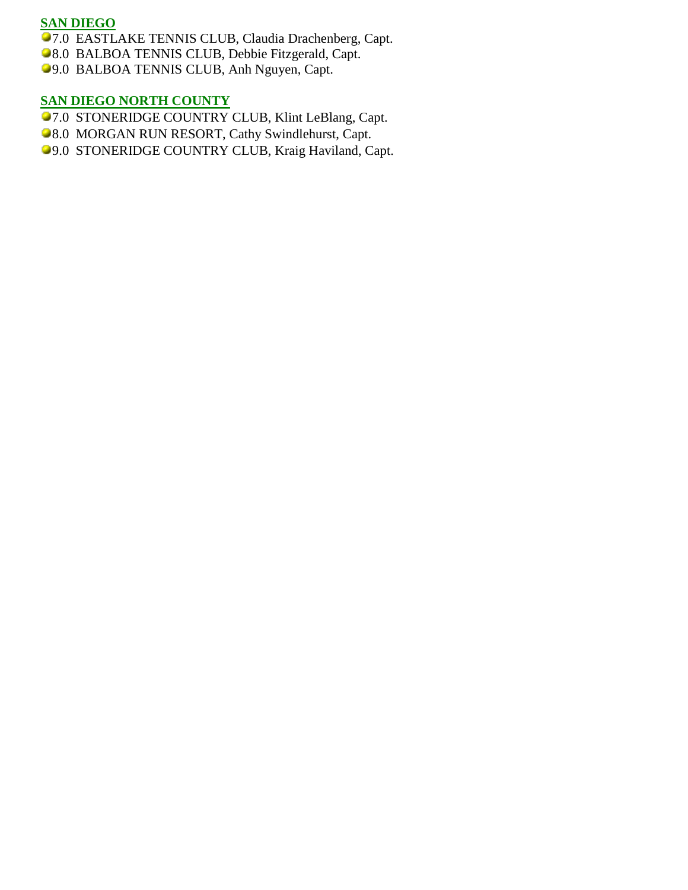## SAN DIEGO

- 7.0 EASTLAKE TENNIS CLUB, Claudia Drachenberg, Capt.
- 8.0 BALBOA TENNIS CLUB, Debbie Fitzgerald, Capt.
- 9.0 BALBOA TENNIS CLUB, Anh Nguyen, Capt.

## SAN DIEGO NORTH COUNTY

- 7.0 STONERIDGE COUNTRY CLUB, Klint LeBlang, Capt.
- 8.0 MORGAN RUN RESORT, Cathy Swindlehurst, Capt.
- 9.0 STONERIDGE COUNTRY CLUB, Kraig Haviland, Capt.